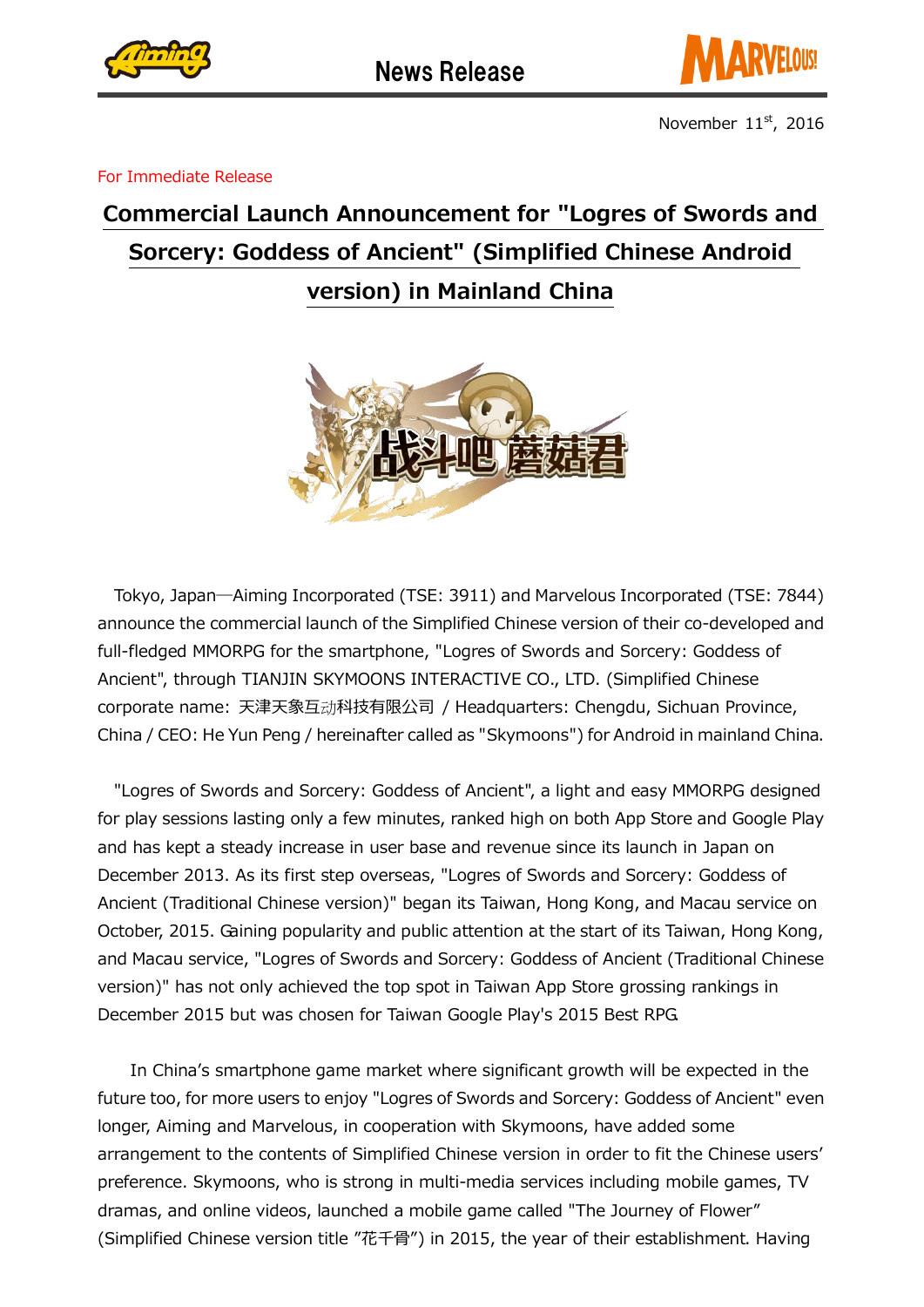News Release

November 11st, 2016

For Immediate Release

# Commercial Launch Announcement for "Logres of Swords and Sorcery: Goddess of Ancient" (Simplified Chinese Android version) in Mainland China

Tokyo, Japan—Aiming Incorporated (TSE: 3911) and Marvelous Incorporated (TSE: 7844) announce the commercial launch of the Simplified Chinese version of their co-developed and full-fledged MMORPG for the smartphone, "Logres of Swords and Sorcery: Goddess of Ancient", through TIANJIN SKYMOONS INTERACTIVE CO., LTD. (Simplified Chinese corporate name: 天津天象互动科技有限公司 / Headquarters: Chengdu, Sichuan Province, China / CEO: He Yun Peng / hereinafter called as "Skymoons") for Android in mainland China.

"Logres of Swords and Sorcery: Goddess of Ancient", a light and easy MMORPG designed for play sessions lasting only a few minutes, ranked high on both App Store and Google Play and has kept a steady increase in user base and revenue since its launch in Japan on December 2013. As its first step overseas, "Logres of Swords and Sorcery: Goddess of Ancient (Traditional Chinese version)" began its Taiwan, Hong Kong, and Macau service on October, 2015. Gaining popularity and public attention at the start of its Taiwan, Hong Kong, and Macau service, "Logres of Swords and Sorcery: Goddess of Ancient (Traditional Chinese version)" has not only achieved the top spot in Taiwan App Store grossing rankings in December 2015 but was chosen for Taiwan Google Play's 2015 Best RPG.

In China's smartphone game market where significant growth will be expected in the future too, for more users to enjoy "Logres of Swords and Sorcery: Goddess of Ancient" even longer, Aiming and Marvelous, in cooperation with Skymoons, have added some arrangement to the contents of Simplified Chinese version in order to fit the Chinese users' preference. Skymoons, who is strong in multi-media services including mobile games, TV dramas, and online videos, launched a mobile game called "The Journey of Flower" (Simplified Chinese version title "花千骨") in 2015, the year of their establishment. Having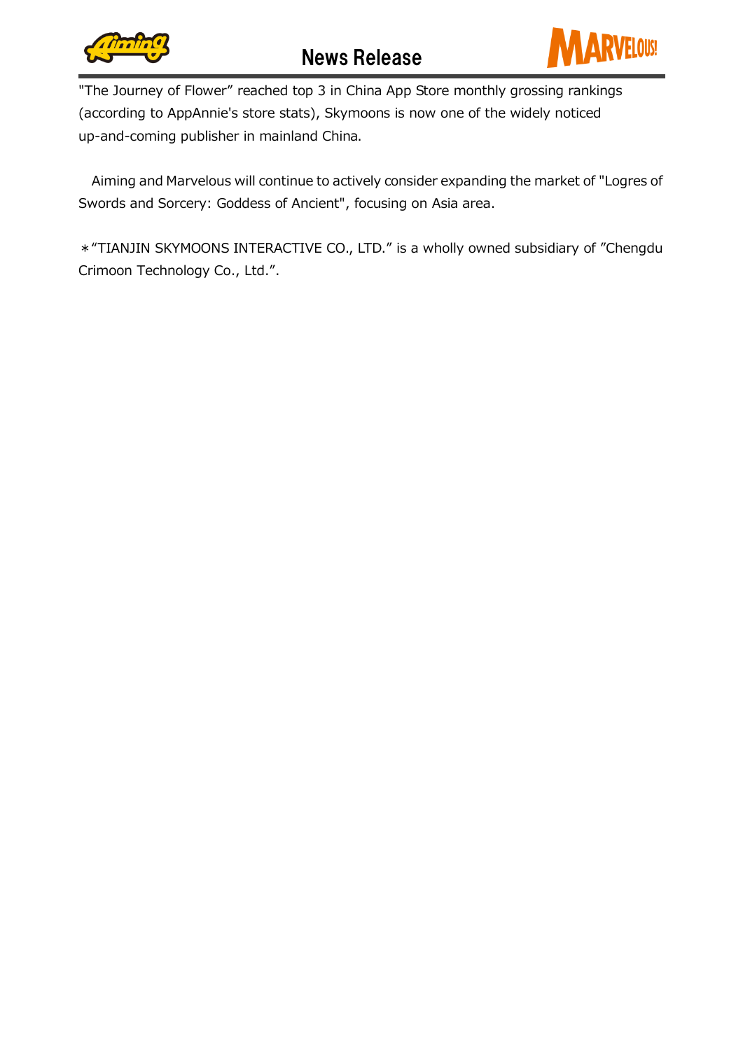"The Journey of Flower" reached top 3 in China App Store monthly grossing rankings (according to AppAnnie's store stats), Skymoons is now one of the widely noticed up-and-coming publisher in mainland China.

Aiming and Marvelous will continue to actively consider expanding the market of "Logres of Swords and Sorcery: Goddess of Ancient", focusing on Asia area.

＊"TIANJIN SKYMOONS INTERACTIVE CO., LTD." is a wholly owned subsidiary of "Chengdu Crimoon Technology Co., Ltd.".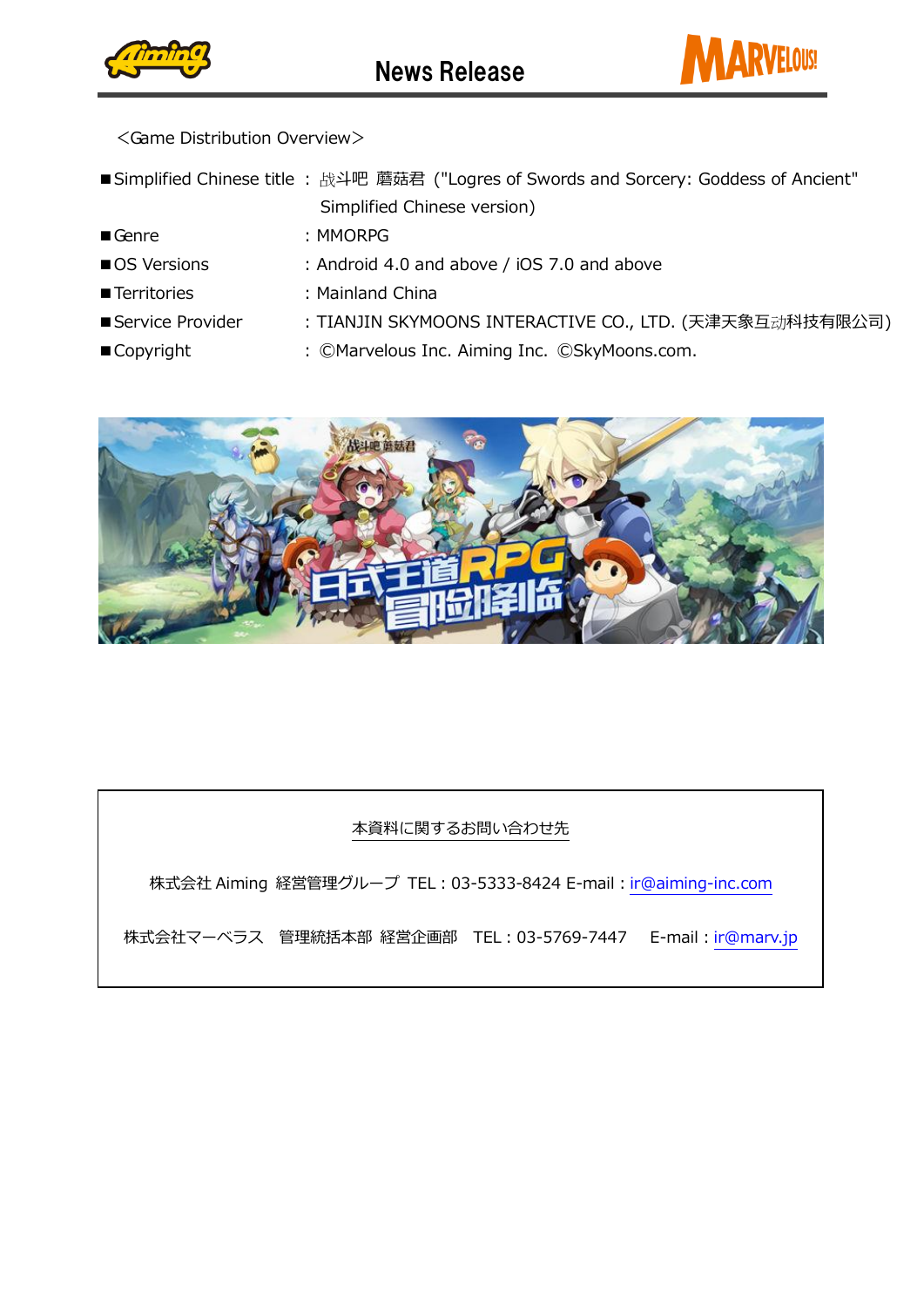<Game Distribution Overview>

■Simplified Chinese title ： 战斗吧 蘑菇君 ("Logres of Swords and Sorcery: Goddess of Ancient" Simplified Chinese version)

■Genre ：MMORPG

■OS Versions ：Android 4.0 and above / iOS 7.0 and above

■Territories ：Mainland China

■Service Provider ：TIANJIN SKYMOONS INTERACTIVE CO., LTD. (天津天象互动科技有限公司)

■Copyright ： ©Marvelous Inc. Aiming Inc. ©SkyMoons.com.

本資料に関するお問い合わせ先

株式会社 Aiming 経営管理グループ TEL：03-5333-8424 E-mail：ir@aiming-inc.com

株式会社マーベラス 管理統括本部 経営企画部 TEL：03-5769-7447 E-mail：ir@marv.jp